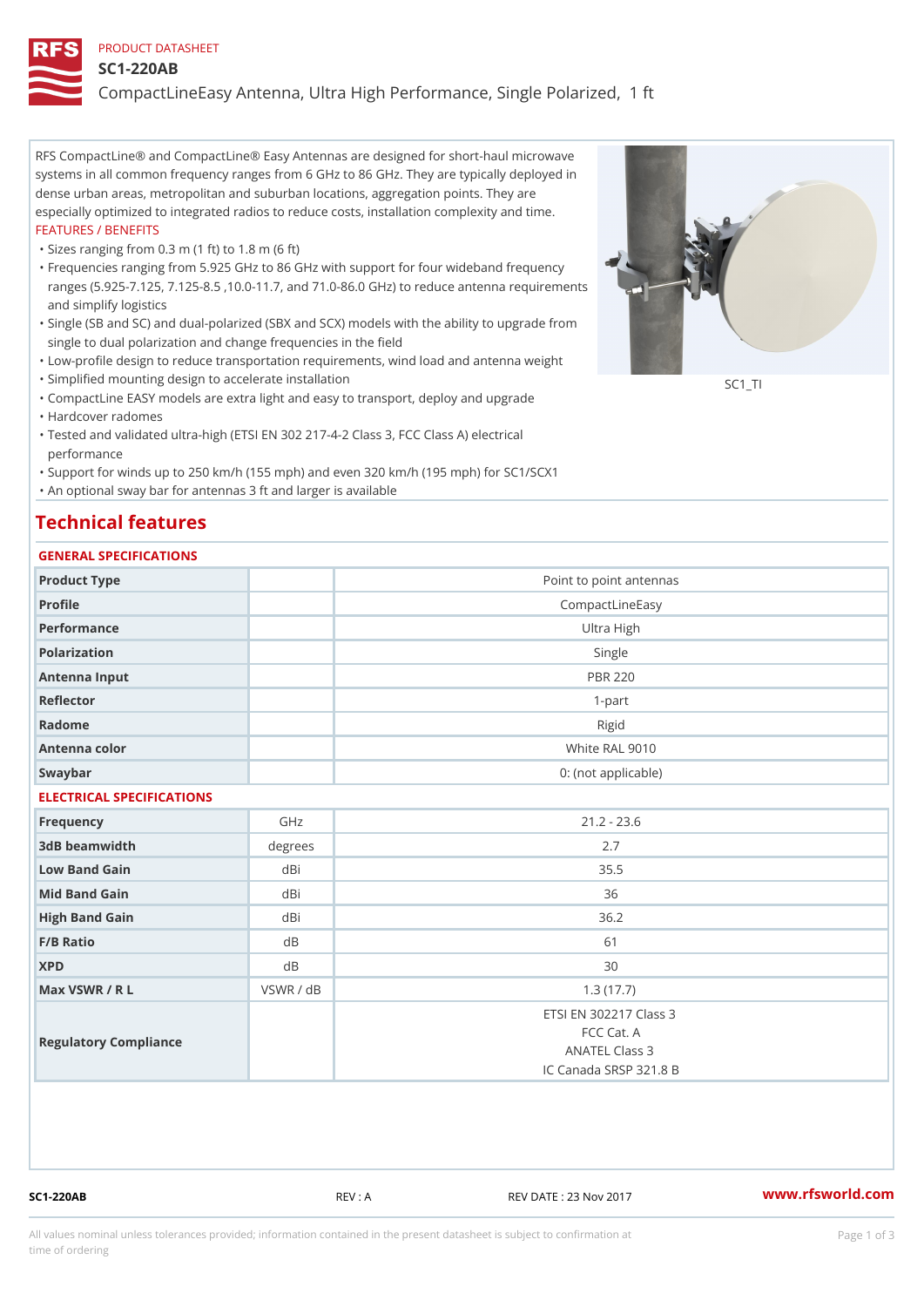PRODUCT DATASHEET

# SC1-220AB

## CompactLineEasy Antenna, Ultra High Performance, Single Polarized, 1 ft

RFS CompactLine® and CompactLine® Easy Antennas are designed for short-haul microwave systems in all common frequency ranges from 6 GHz to 86 GHz. They are typically deployed in dense urban areas, metropolitan and suburban locations, aggregation points. They are especially optimized to integrated radios to reduce costs, installation complexity and time.

FEATURES / BENEFITS

- Sizes ranging from 0.3 m (1 ft) to 1.8 m (6 ft)
- Frequencies ranging from 5.925 GHz to 86 GHz with support for four wideband frequency ranges (5.925-7.125, 7.125-8.5 ,10.0-11.7, and 71.0-86.0 GHz) to reduce antenna requirements and simplify logistics
- Single (SB and SC) and dual-polarized (SBX and SCX) models with the ability to upgrade from single to dual polarization and change frequencies in the field
- Low-profile design to reduce transportation requirements, wind load and antenna weight
- Simplified mounting design to accelerate installation
- CompactLine EASY models are extra light and easy to transport, deploy and upgrade
- Hardcover radomes
- Tested and validated ultra-high (ETSI EN 302 217-4-2 Class 3, FCC Class A) electrical performance
- Support for winds up to 250 km/h (155 mph) and even 320 km/h (195 mph) for SC1/SCX1
- An optional sway bar for antennas 3 ft and larger is available

SC1_TI

## Technical features

### GENERAL SPECIFICATIONS

| | | |
|---|---|---|
| Product Type | | Point to point antennas |
| Profile | | CompactLineEasy |
| Performance | | Ultra High |
| Polarization | | Single |
| Antenna Input | | PBR 220 |
| Reflector | | 1-part |
| Radome | | Rigid |
| Antenna color | | White RAL 9010 |
| Swaybar | | 0: (not applicable) |

### ELECTRICAL SPECIFICATIONS

| | | |
|---|---|---|
| Frequency | GHz | 21.2 - 23.6 |
| 3dB beamwidth | degrees | 2.7 |
| Low Band Gain | dBi | 35.5 |
| Mid Band Gain | dBi | 36 |
| High Band Gain | dBi | 36.2 |
| F/B Ratio | dB | 61 |
| XPD | dB | 30 |
| Max VSWR / R L | VSWR / dB | 1.3 (17.7) |
| Regulatory Compliance | | ETSI EN 302217 Class 3<br>FCC Cat. A<br>ANATEL Class 3<br>IC Canada SRSP 321.8 B |

SC1-220AB REV : A REV DATE : 23 Nov 2017 www.rfsworld.com

All values nominal unless tolerances provided; information contained in the present datasheet is subject to confirmation at time of ordering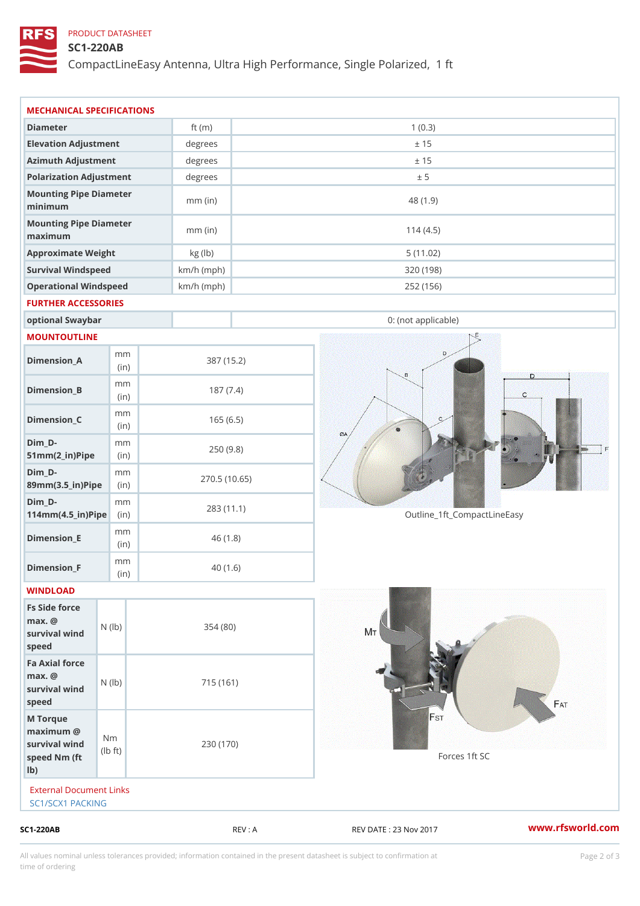PRODUCT DATASHEET

# SC1-220AB

CompactLineEasy Antenna, Ultra High Performance, Single Polarized, 1 ft

## MECHANICAL SPECIFICATIONS

| | | |
|---|---|---|
| Diameter | ft (m) | 1 (0.3) |
| Elevation Adjustment | degrees | ± 15 |
| Azimuth Adjustment | degrees | ± 15 |
| Polarization Adjustment | degrees | ± 5 |
| Mounting Pipe Diameter minimum | mm (in) | 48 (1.9) |
| Mounting Pipe Diameter maximum | mm (in) | 114 (4.5) |
| Approximate Weight | kg (lb) | 5 (11.02) |
| Survival Windspeed | km/h (mph) | 320 (198) |
| Operational Windspeed | km/h (mph) | 252 (156) |

## FURTHER ACCESSORIES

| | | |
|---|---|---|
| optional Swaybar | | 0: (not applicable) |

## MOUNTOUTLINE

| | | |
|---|---|---|
| Dimension_A | mm (in) | 387 (15.2) |
| Dimension_B | mm (in) | 187 (7.4) |
| Dimension_C | mm (in) | 165 (6.5) |
| Dim_D-51mm(2_in)Pipe | mm (in) | 250 (9.8) |
| Dim_D-89mm(3.5_in)Pipe | mm (in) | 270.5 (10.65) |
| Dim_D-114mm(4.5_in)Pipe | mm (in) | 283 (11.1) |
| Dimension_E | mm (in) | 46 (1.8) |
| Dimension_F | mm (in) | 40 (1.6) |

Outline_1ft_CompactLineEasy

## WINDLOAD

| | | |
|---|---|---|
| Fs Side force max. @ survival wind speed | N (lb) | 354 (80) |
| Fa Axial force max. @ survival wind speed | N (lb) | 715 (161) |
| M Torque maximum @ survival wind speed Nm (ft lb) | Nm (lb ft) | 230 (170) |

Forces 1ft SC

External Document Links

SC1/SCX1 PACKING

SC1-220AB REV : A REV DATE : 23 Nov 2017 www.rfsworld.com

All values nominal unless tolerances provided; information contained in the present datasheet is subject to confirmation at time of ordering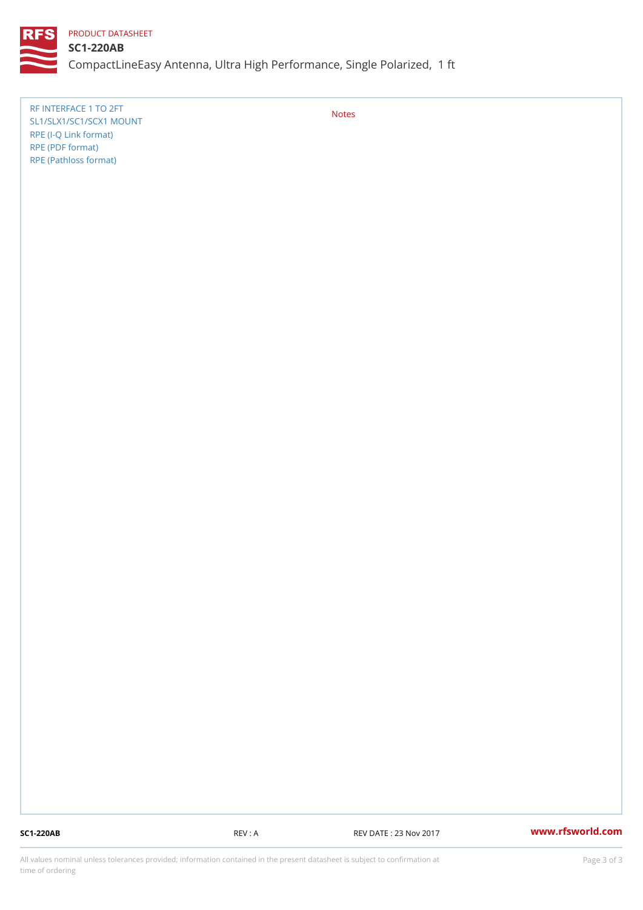RF INTERFACE 1 TO 2FT
SL1/SLX1/SC1/SCX1 MOUNT
RPE (I-Q Link format)
RPE (PDF format)
RPE (Pathloss format)

Notes